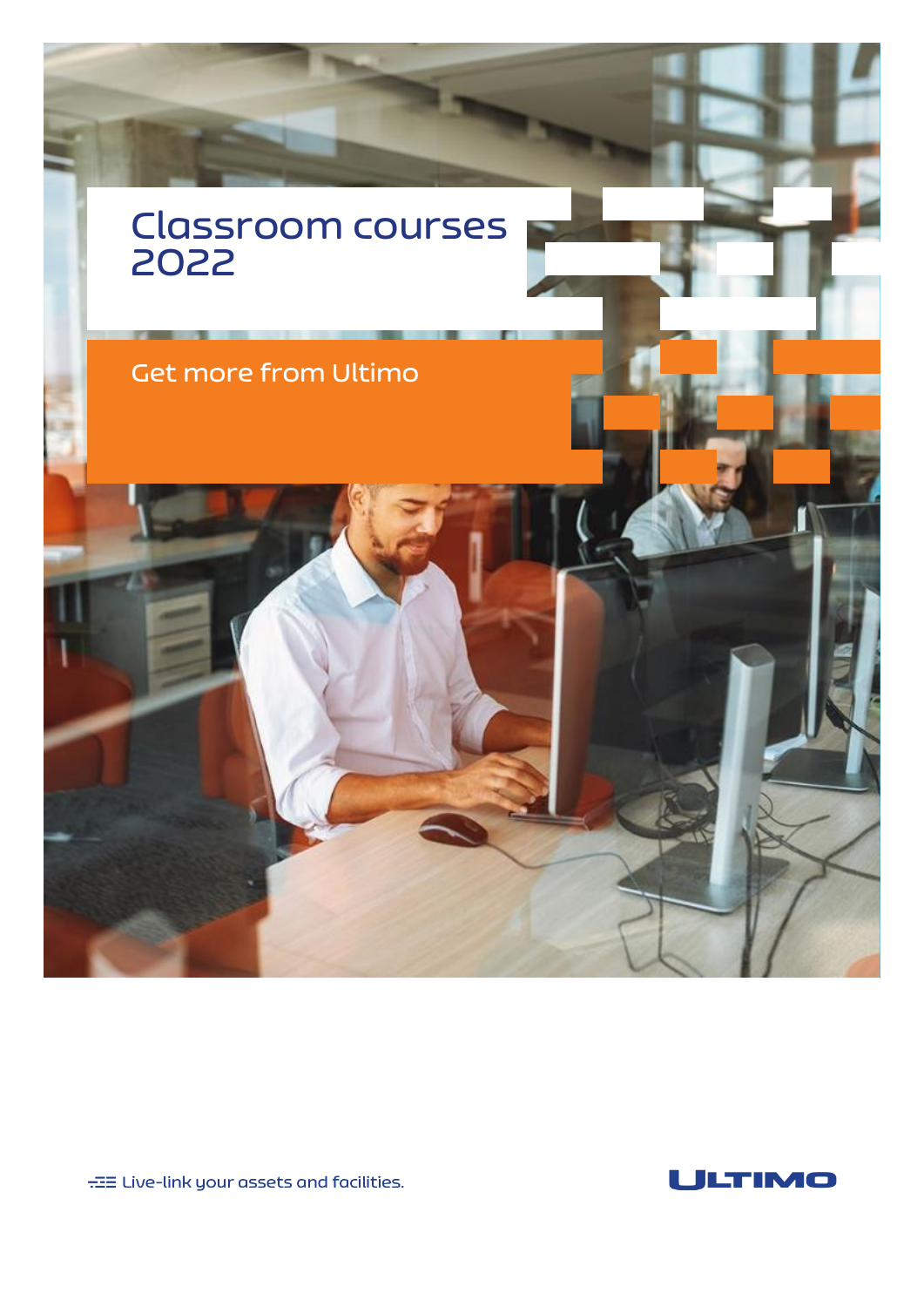# Classroom courses 2022

Get more from Ultimo

Live-link your assets and facilities.

ULTIMO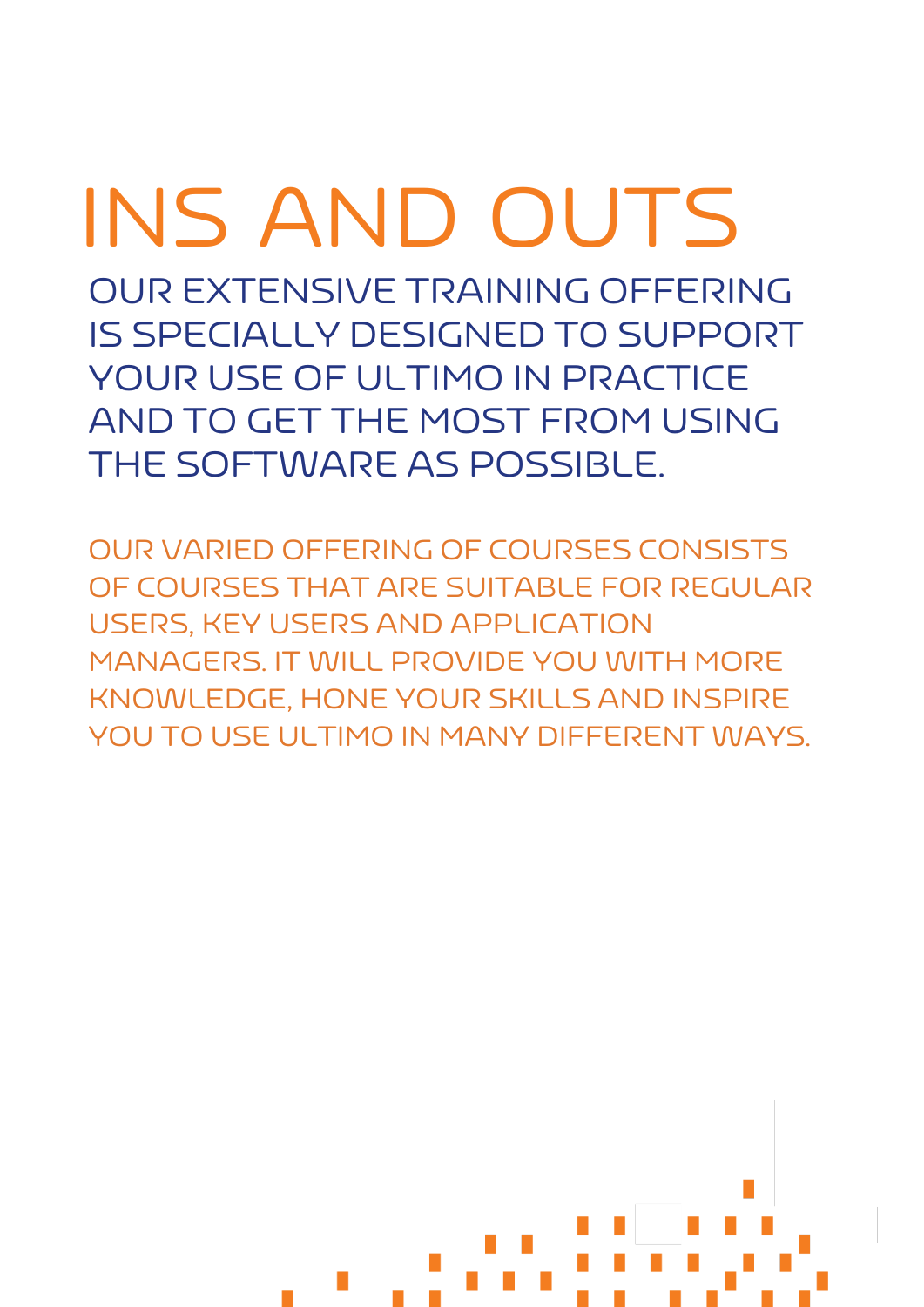# INS AND OUTS

## OUR EXTENSIVE TRAINING OFFERING IS SPECIALLY DESIGNED TO SUPPORT YOUR USE OF ULTIMO IN PRACTICE AND TO GET THE MOST FROM USING THE SOFTWARE AS POSSIBLE.

OUR VARIED OFFERING OF COURSES CONSISTS OF COURSES THAT ARE SUITABLE FOR REGULAR USERS, KEY USERS AND APPLICATION MANAGERS. IT WILL PROVIDE YOU WITH MORE KNOWLEDGE, HONE YOUR SKILLS AND INSPIRE YOU TO USE ULTIMO IN MANY DIFFERENT WAYS.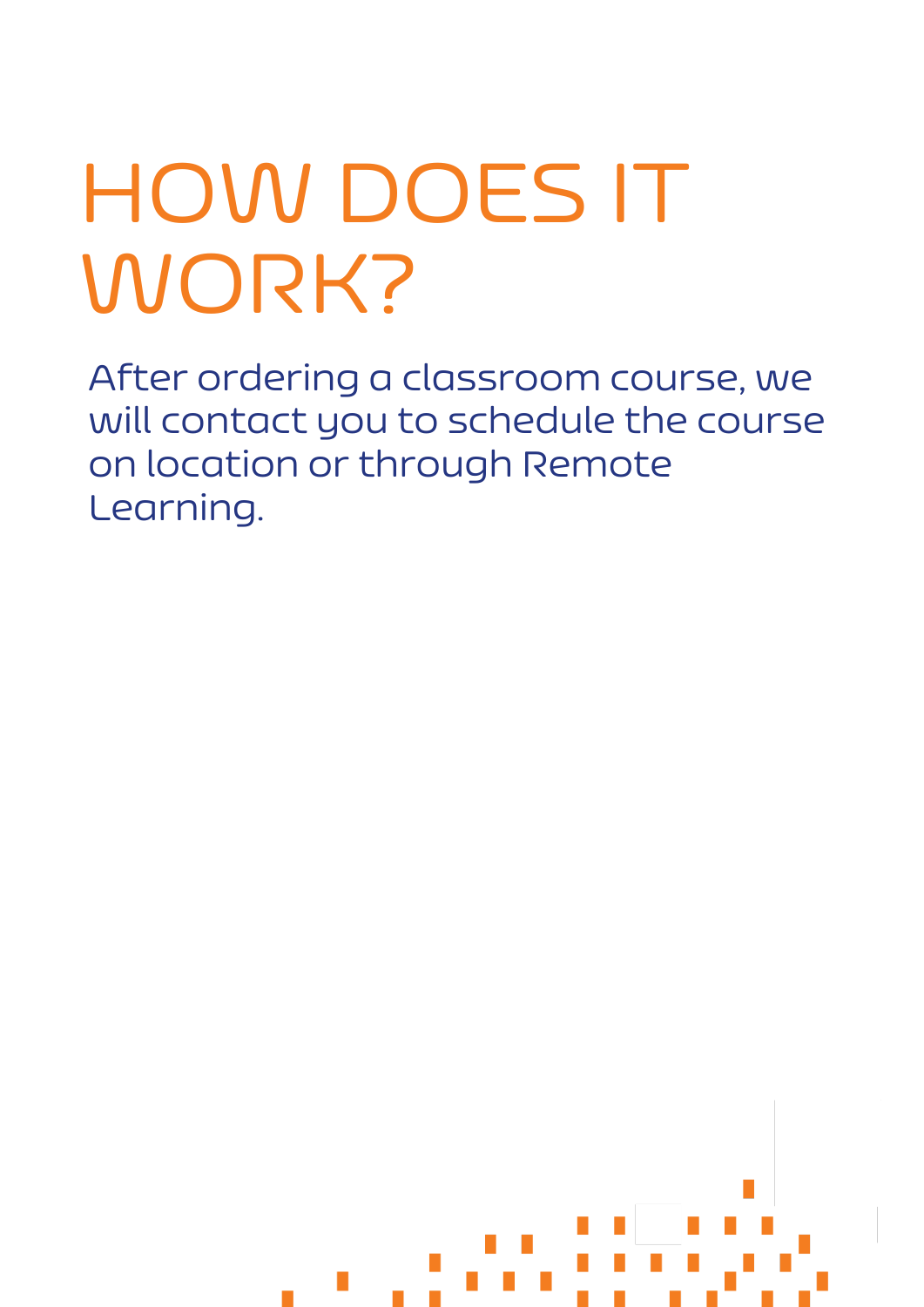# HOW DOES IT WORK?

After ordering a classroom course, we will contact you to schedule the course on location or through Remote Learning.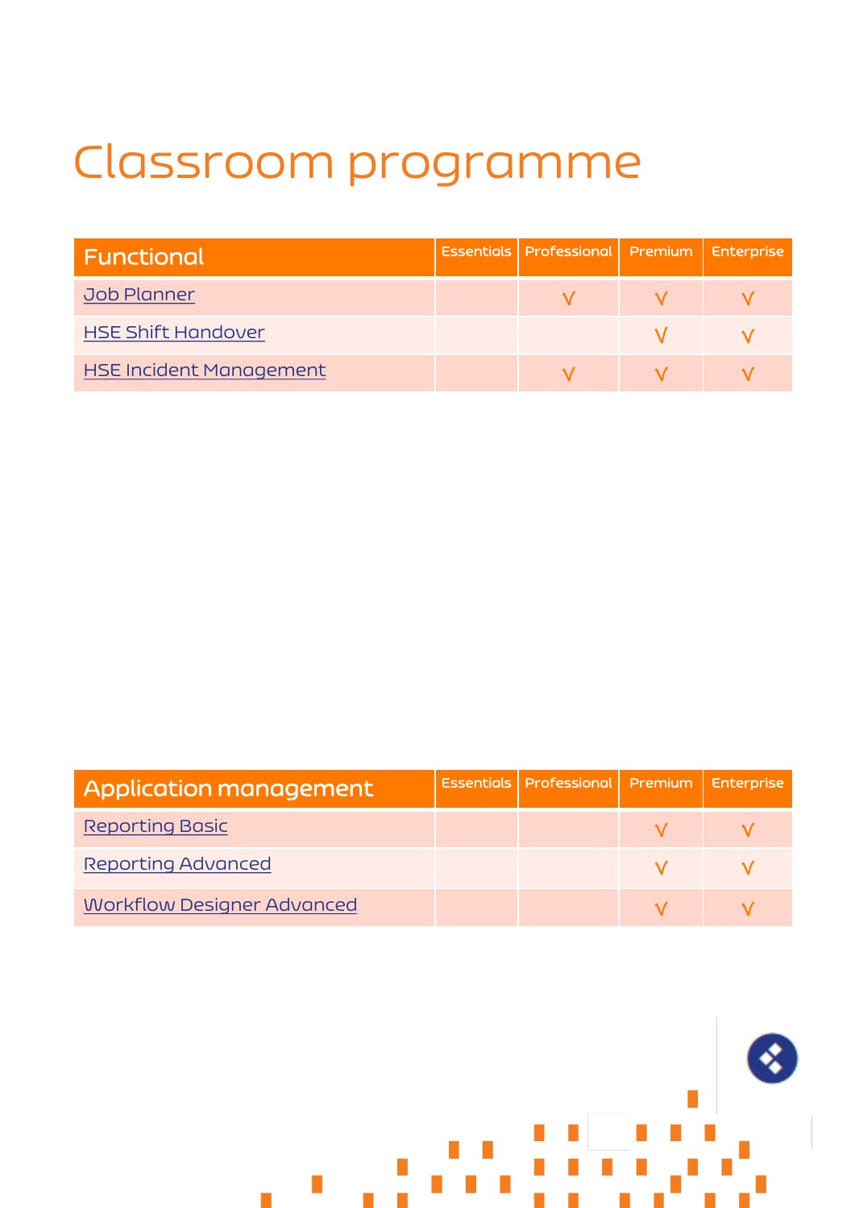# Classroom programme

| Functional | Essentials | Professional | Premium | Enterprise |
|---|---|---|---|---|
| Job Planner | | √ | √ | √ |
| HSE Shift Handover | | | √ | √ |
| HSE Incident Management | | √ | √ | √ |

| Application management | Essentials | Professional | Premium | Enterprise |
|---|---|---|---|---|
| Reporting Basic | | | √ | √ |
| Reporting Advanced | | | √ | √ |
| Workflow Designer Advanced | | | √ | √ |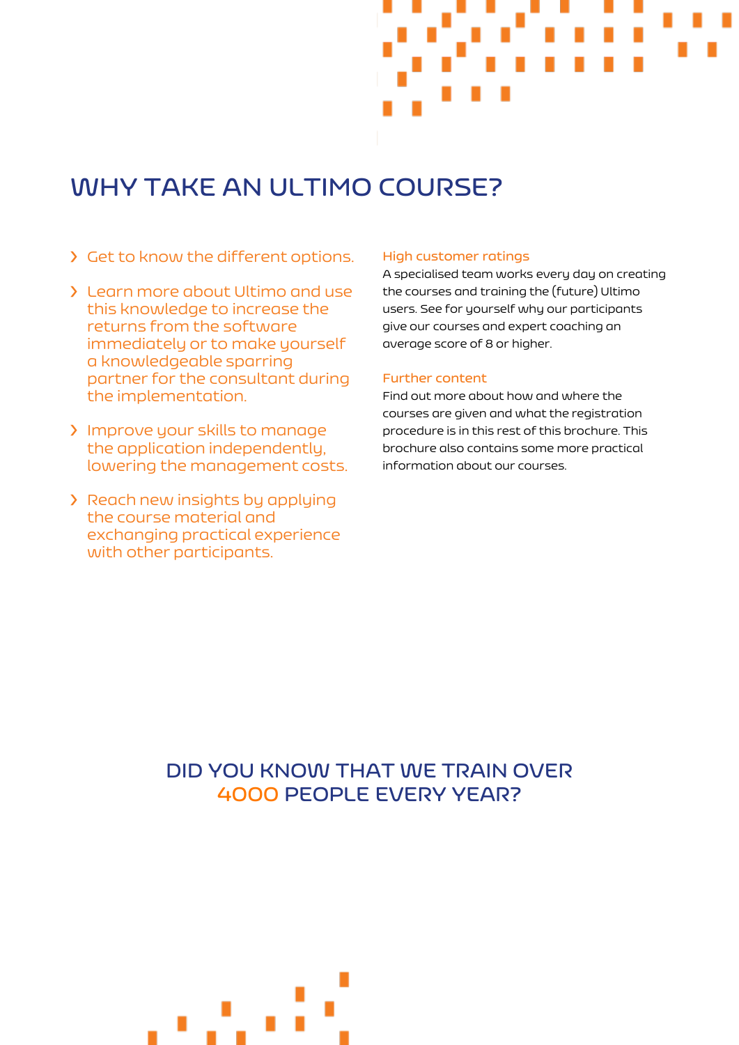# WHY TAKE AN ULTIMO COURSE?

- Get to know the different options.
- Learn more about Ultimo and use this knowledge to increase the returns from the software immediately or to make yourself a knowledgeable sparring partner for the consultant during the implementation.
- Improve your skills to manage the application independently, lowering the management costs.
- Reach new insights by applying the course material and exchanging practical experience with other participants.

### High customer ratings

A specialised team works every day on creating the courses and training the (future) Ultimo users. See for yourself why our participants give our courses and expert coaching an average score of 8 or higher.

### Further content

Find out more about how and where the courses are given and what the registration procedure is in this rest of this brochure. This brochure also contains some more practical information about our courses.

## DID YOU KNOW THAT WE TRAIN OVER 4000 PEOPLE EVERY YEAR?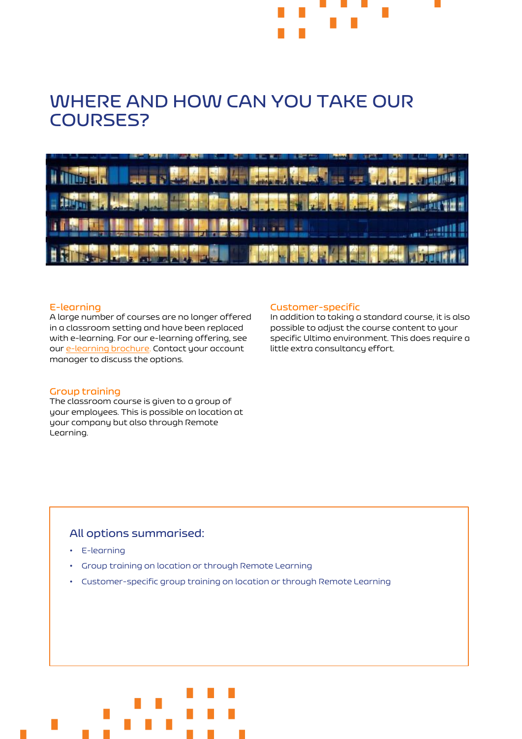# WHERE AND HOW CAN YOU TAKE OUR COURSES?

### E-learning
A large number of courses are no longer offered in a classroom setting and have been replaced with e-learning. For our e-learning offering, see our e-learning brochure. Contact your account manager to discuss the options.

### Group training
The classroom course is given to a group of your employees. This is possible on location at your company but also through Remote Learning.

### Customer-specific
In addition to taking a standard course, it is also possible to adjust the course content to your specific Ultimo environment. This does require a little extra consultancy effort.

### All options summarised:

- E-learning
- Group training on location or through Remote Learning
- Customer-specific group training on location or through Remote Learning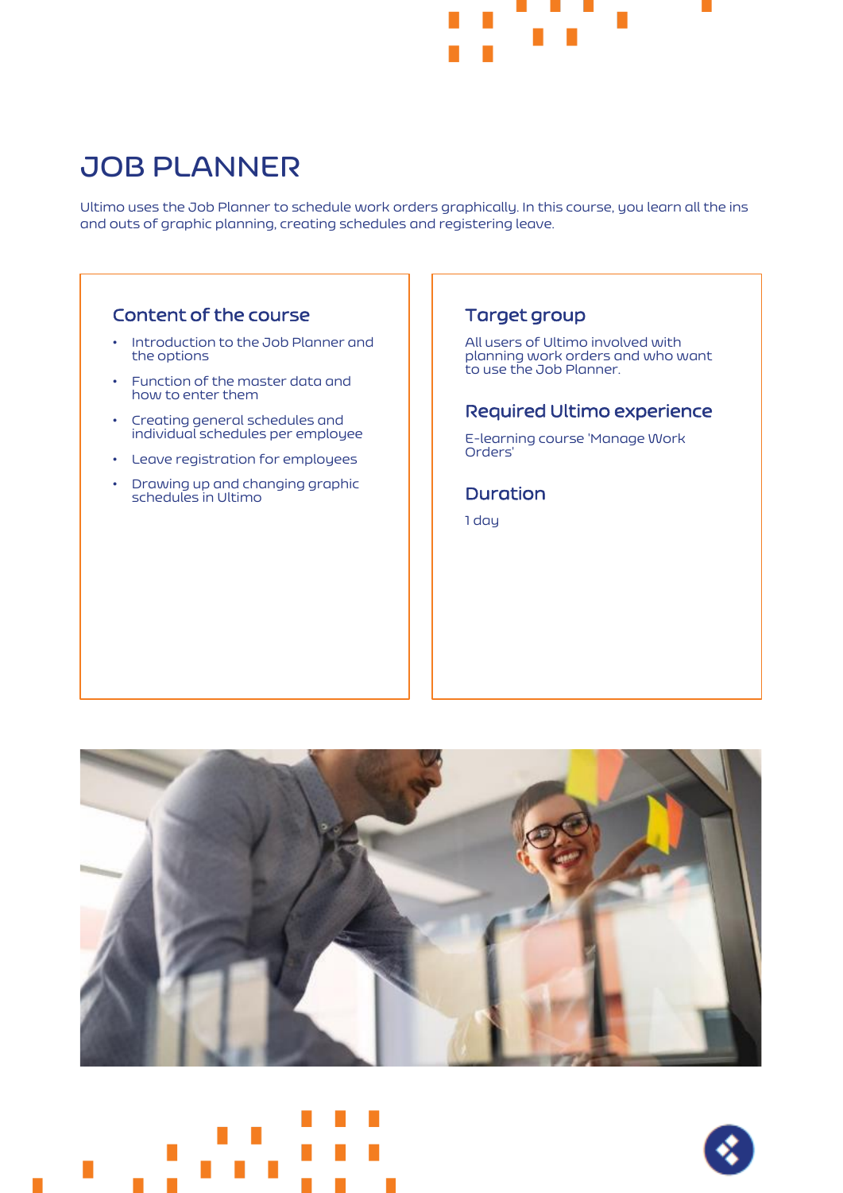# JOB PLANNER

Ultimo uses the Job Planner to schedule work orders graphically. In this course, you learn all the ins and outs of graphic planning, creating schedules and registering leave.

## Content of the course

- Introduction to the Job Planner and the options
- Function of the master data and how to enter them
- Creating general schedules and individual schedules per employee
- Leave registration for employees
- Drawing up and changing graphic schedules in Ultimo

## Target group

All users of Ultimo involved with planning work orders and who want to use the Job Planner.

## Required Ultimo experience

E-learning course 'Manage Work Orders'

## Duration

1 day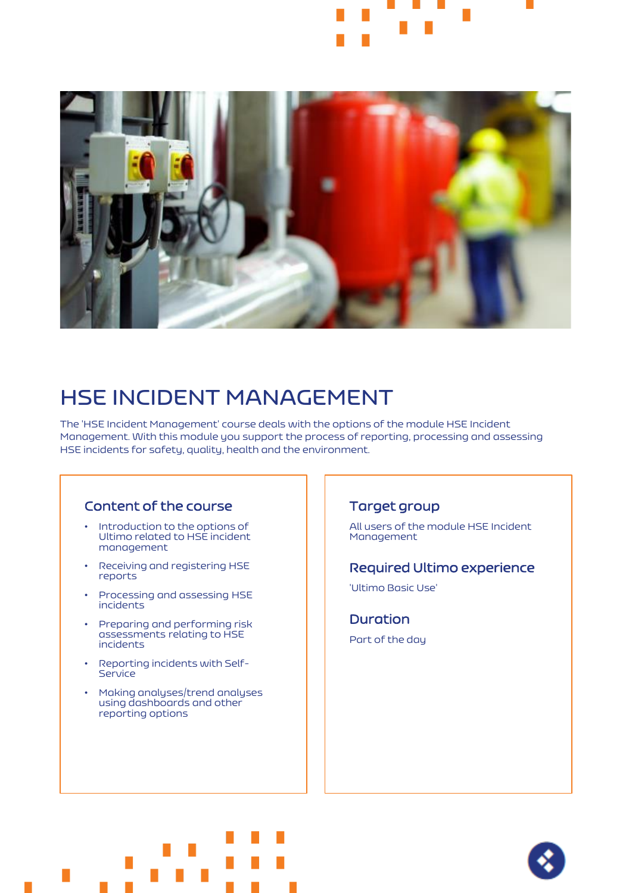# HSE INCIDENT MANAGEMENT

The 'HSE Incident Management' course deals with the options of the module HSE Incident Management. With this module you support the process of reporting, processing and assessing HSE incidents for safety, quality, health and the environment.

## Content of the course

- Introduction to the options of Ultimo related to HSE incident management
- Receiving and registering HSE reports
- Processing and assessing HSE incidents
- Preparing and performing risk assessments relating to HSE incidents
- Reporting incidents with Self-Service
- Making analyses/trend analyses using dashboards and other reporting options

## Target group

All users of the module HSE Incident Management

## Required Ultimo experience

'Ultimo Basic Use'

## Duration

Part of the day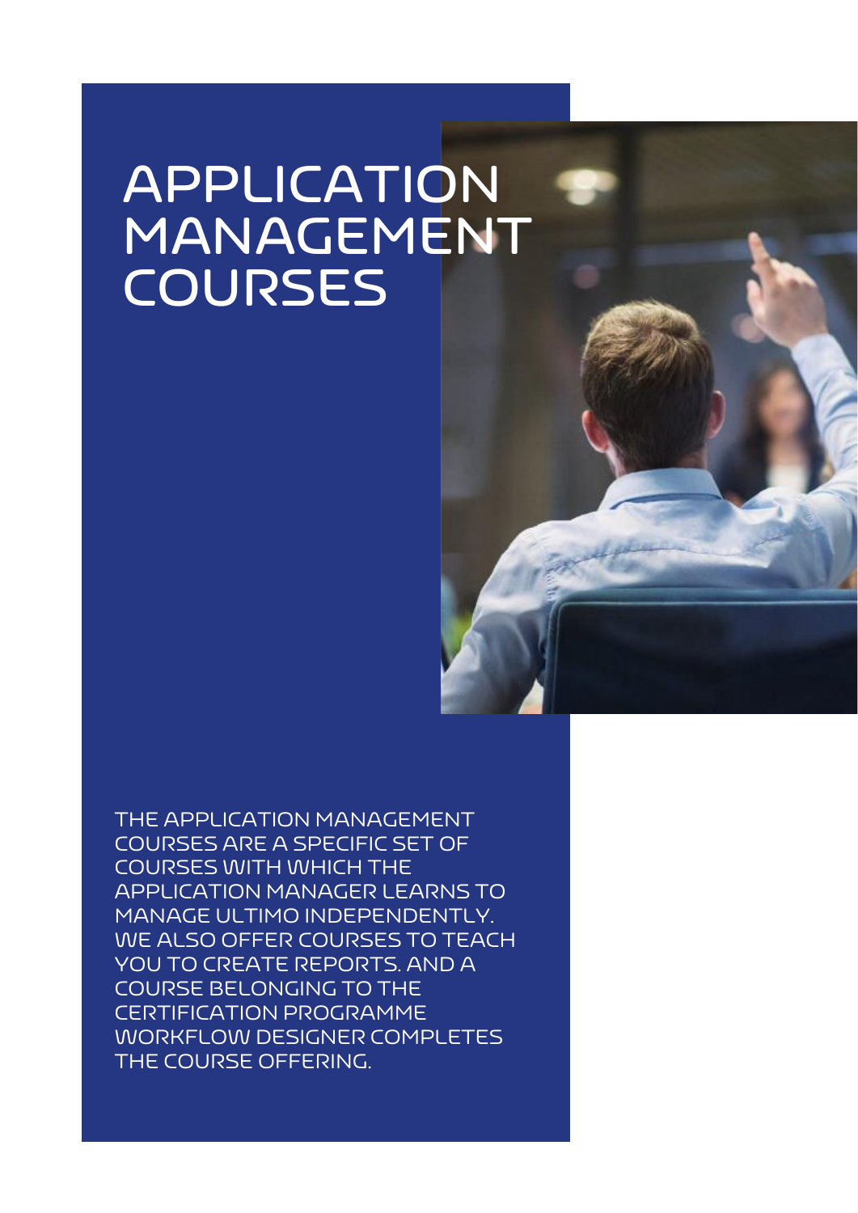# APPLICATION MANAGEMENT COURSES

THE APPLICATION MANAGEMENT COURSES ARE A SPECIFIC SET OF COURSES WITH WHICH THE APPLICATION MANAGER LEARNS TO MANAGE ULTIMO INDEPENDENTLY. WE ALSO OFFER COURSES TO TEACH YOU TO CREATE REPORTS. AND A COURSE BELONGING TO THE CERTIFICATION PROGRAMME WORKFLOW DESIGNER COMPLETES THE COURSE OFFERING.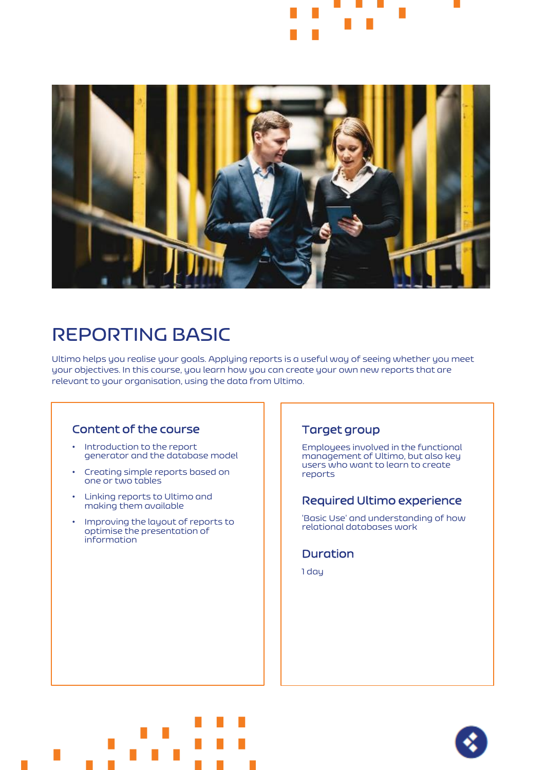# REPORTING BASIC

Ultimo helps you realise your goals. Applying reports is a useful way of seeing whether you meet your objectives. In this course, you learn how you can create your own new reports that are relevant to your organisation, using the data from Ultimo.

## Content of the course

- Introduction to the report generator and the database model
- Creating simple reports based on one or two tables
- Linking reports to Ultimo and making them available
- Improving the layout of reports to optimise the presentation of information

## Target group

Employees involved in the functional management of Ultimo, but also key users who want to learn to create reports

## Required Ultimo experience

'Basic Use' and understanding of how relational databases work

## Duration

1 day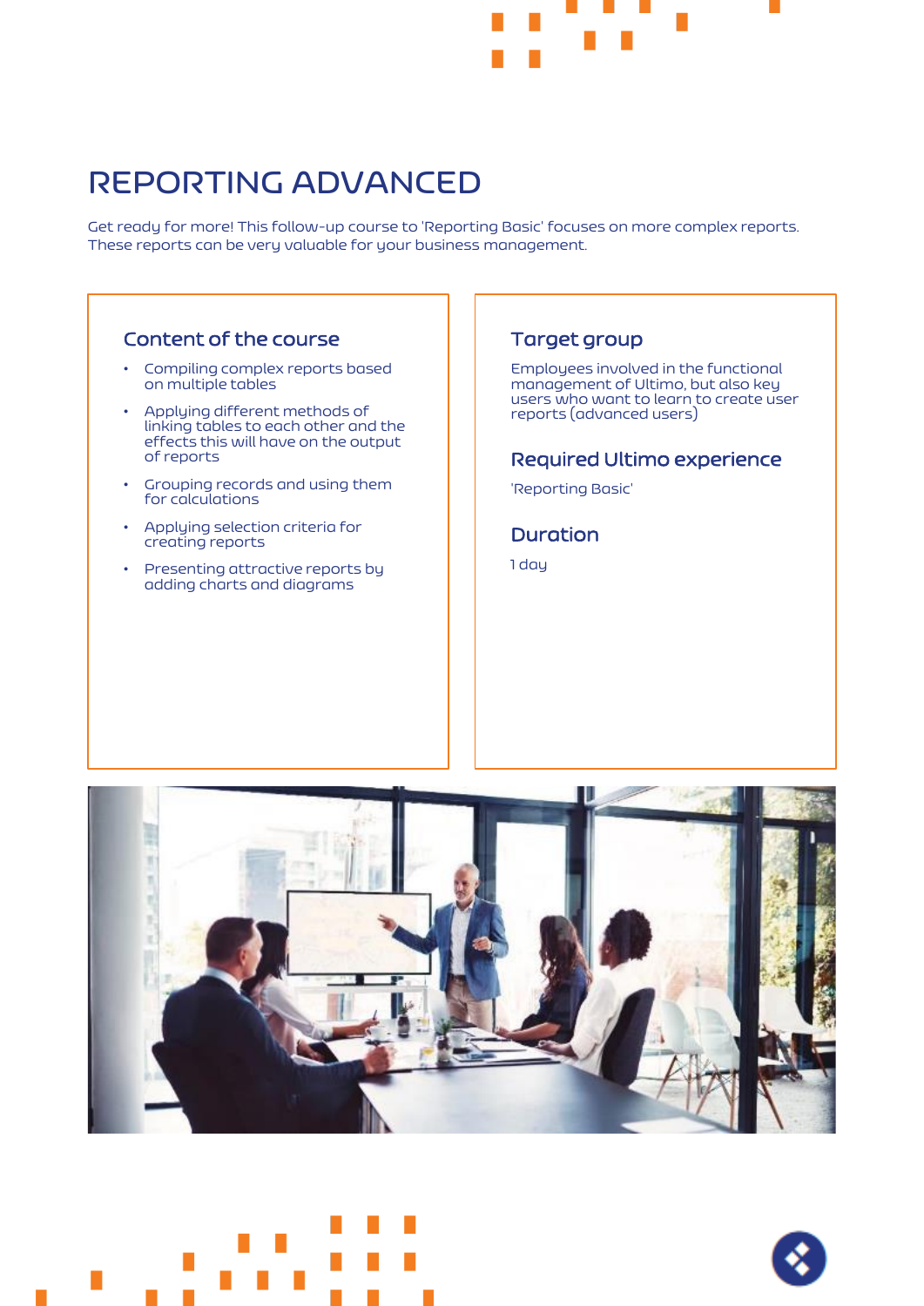# REPORTING ADVANCED

Get ready for more! This follow-up course to 'Reporting Basic' focuses on more complex reports. These reports can be very valuable for your business management.

## Content of the course

- Compiling complex reports based on multiple tables
- Applying different methods of linking tables to each other and the effects this will have on the output of reports
- Grouping records and using them for calculations
- Applying selection criteria for creating reports
- Presenting attractive reports by adding charts and diagrams

## Target group

Employees involved in the functional management of Ultimo, but also key users who want to learn to create user reports (advanced users)

## Required Ultimo experience

'Reporting Basic'

## Duration

1 day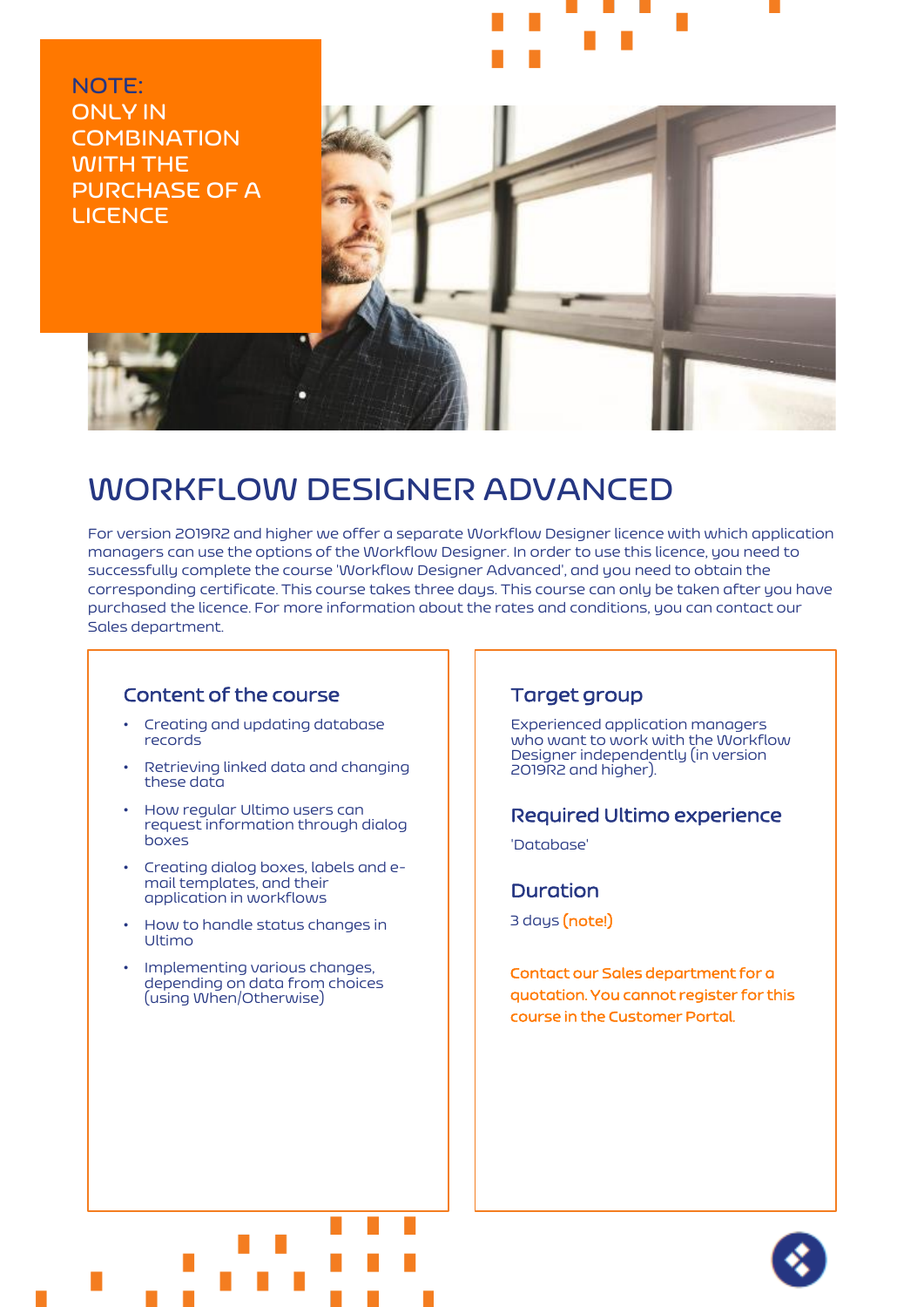NOTE:
ONLY IN COMBINATION WITH THE PURCHASE OF A LICENCE

# WORKFLOW DESIGNER ADVANCED

For version 2019R2 and higher we offer a separate Workflow Designer licence with which application managers can use the options of the Workflow Designer. In order to use this licence, you need to successfully complete the course 'Workflow Designer Advanced', and you need to obtain the corresponding certificate. This course takes three days. This course can only be taken after you have purchased the licence. For more information about the rates and conditions, you can contact our Sales department.

## Content of the course

- Creating and updating database records
- Retrieving linked data and changing these data
- How regular Ultimo users can request information through dialog boxes
- Creating dialog boxes, labels and e-mail templates, and their application in workflows
- How to handle status changes in Ultimo
- Implementing various changes, depending on data from choices (using When/Otherwise)

## Target group

Experienced application managers who want to work with the Workflow Designer independently (in version 2019R2 and higher).

## Required Ultimo experience

'Database'

## Duration

3 days (note!)

Contact our Sales department for a quotation. You cannot register for this course in the Customer Portal.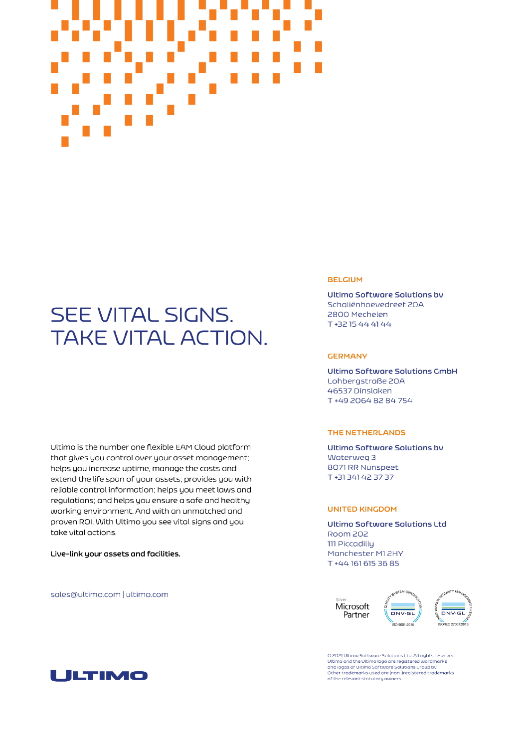# SEE VITAL SIGNS. TAKE VITAL ACTION.

Ultimo is the number one flexible EAM Cloud platform that gives you control over your asset management; helps you increase uptime, manage the costs and extend the life span of your assets; provides you with reliable control information; helps you meet laws and regulations; and helps you ensure a safe and healthy working environment. And with an unmatched and proven ROI. With Ultimo you see vital signs and you take vital actions.

**Live-link your assets and facilities.**

sales@ultimo.com | ultimo.com

### BELGIUM

**Ultimo Software Solutions bv**
Schaliënhoevedreef 20A
2800 Mechelen
T +32 15 44 41 44

### GERMANY

**Ultimo Software Solutions GmbH**
Lohbergstraße 20A
46537 Dinslaken
T +49 2064 82 84 754

### THE NETHERLANDS

**Ultimo Software Solutions bv**
Waterweg 3
8071 RR Nunspeet
T +31 341 42 37 37

### UNITED KINGDOM

**Ultimo Software Solutions Ltd**
Room 202
111 Piccadilly
Manchester M1 2HY
T +44 161 615 36 85

Silver Microsoft Partner

QUALITY SYSTEM CERTIFICATION DNV·GL ISO 9001:2015

INFORMATION SECURITY MANAGEMENT SYSTEM DNV·GL ISO/IEC 27001:2013

© 2021 Ultimo Software Solutions Ltd. All rights reserved. Ultimo and the Ultimo logo are registered wordmarks and logos of Ultimo Software Solutions Group bv. Other trademarks used are (non-)registered trademarks of the relevant statutory owners.

ULTIMO